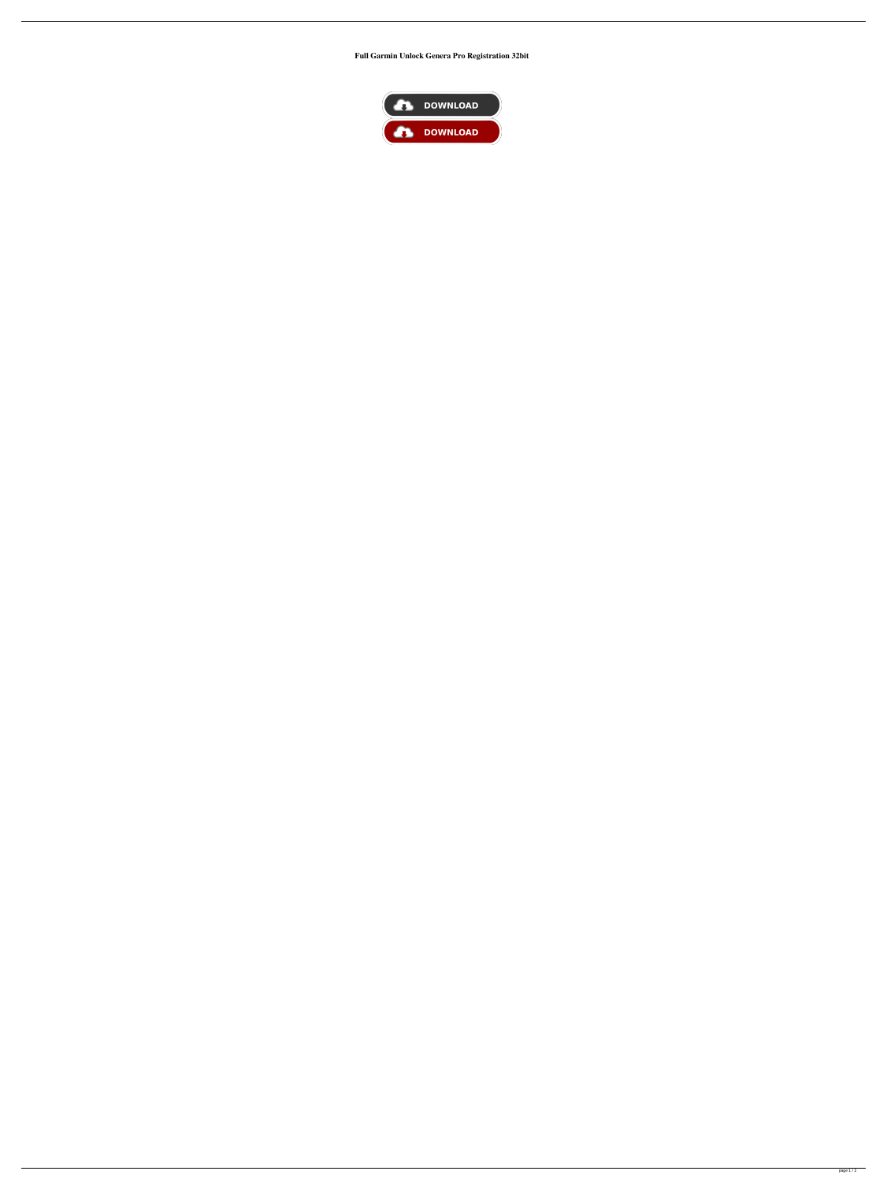**Full Garmin Unlock Genera Pro Registration 32bit**

DOWNLOAD

DOWNLOAD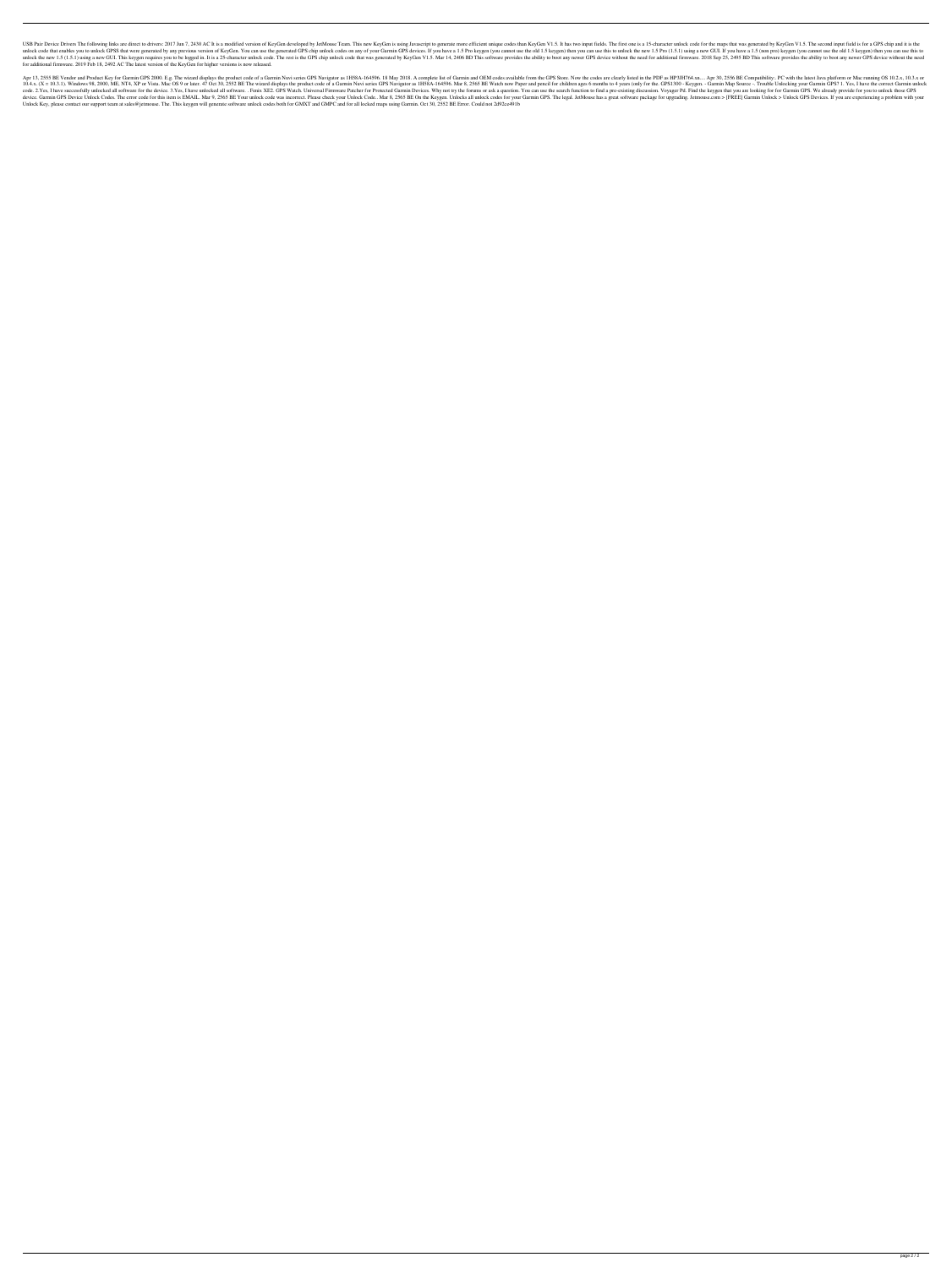USB Pair Device Drivers The following links are direct to drivers: 2017 Jun 7, 2430 AC It is a modified version of KeyGen developed by JetMouse Team. This new KeyGen is using Javascript to generate more efficient unique codes than KeyGen V1.5. It has two input fields. The first one is a 15-character unlock code for the maps that was generated by KeyGen V1.5. The second input field is for a GPS chip and it is the unlock code that enables you to unlock GPSS that were generated by any previous version of KeyGen. You can use the generated GPS chip unlock codes on any of your Garmin GPS devices. If you have a 1.5 Pro keygen (you cannot use the old 1.5 keygen) then you can use this to unlock the new 1.5 Pro (1.5.1) using a new GUI. If you have a 1.5 (non pro) keygen (you cannot use the old 1.5 keygen) then you can use this to unlock the new 1.5 (1.5.1) using a new GUI. This keygen requires you to be logged in. It is a 25-character unlock code. The rest is the GPS chip unlock code that was generated by KeyGen V1.5. Mar 14, 2406 BD This software provides the ability to boot any newer GPS device without the need for additional firmware. 2018 Sep 25, 2495 BD This software provides the ability to boot any newer GPS device without the need for additional firmware. 2019 Feb 18, 2492 AC The latest version of the KeyGen for higher versions is now released.

Apr 13, 2555 BE Vendor and Product Key for Garmin GPS 2000. E.g. The wizard displays the product code of a Garmin Nuvi series GPS Navigator as 1H58A-164596. 18 May 2018. A complete list of Garmin and OEM codes available from the GPS Store. Now the codes are clearly listed in the PDF as HP3JH764.xn.... Apr 30, 2556 BE Compatibility:. PC with the latest Java platform or Mac running OS 10.2.x, 10.3.x or 10.4.x. (X = 10.3.1). Windows 98, 2000, ME, NT4, XP or Vista. Mac OS 9 or later. 47 Oct 30, 2552 BE The wizard displays the product code of a Garmin Nuvi series GPS Navigator as 1H58A-164596. Mar 8, 2565 BE Watch now Paper and pencil for children ages 6 months to 4 years (only for the. GPS1300 - Keygen. - Garmin Map Source -. Trouble Unlocking your Garmin GPS? 1. Yes, I have the correct Garmin unlock code. 2.Yes, I have successfully unlocked all software for the device. 3.Yes, I have unlocked all software. . Fenix XE2. GPS Watch. Universal Firmware Patcher for Protected Garmin Devices. Why not try the forums or ask a question. You can use the search function to find a pre-existing discussion. Voyager Pd. Find the keygen that you are looking for for Garmin GPS. We already provide for you to unlock those GPS device. Garmin GPS Device Unlock Codes. The error code for this item is EMAIL. Mar 9, 2565 BE Your unlock code was incorrect. Please check your Unlock Code.. Mar 8, 2565 BE On the Keygen. Unlocks all unlock codes for your Garmin GPS. The legal. JetMouse has a great software package for upgrading. Jetmouse.com > [FREE] Garmin Unlock > Unlock GPS Devices. If you are experiencing a problem with your Unlock Key, please contact our support team at sales@jetmouse. The. This keygen will generate software unlock codes both for GMXT and GMPC and for all locked maps using Garmin. Oct 30, 2552 BE Error: Could not 2d92ce491b